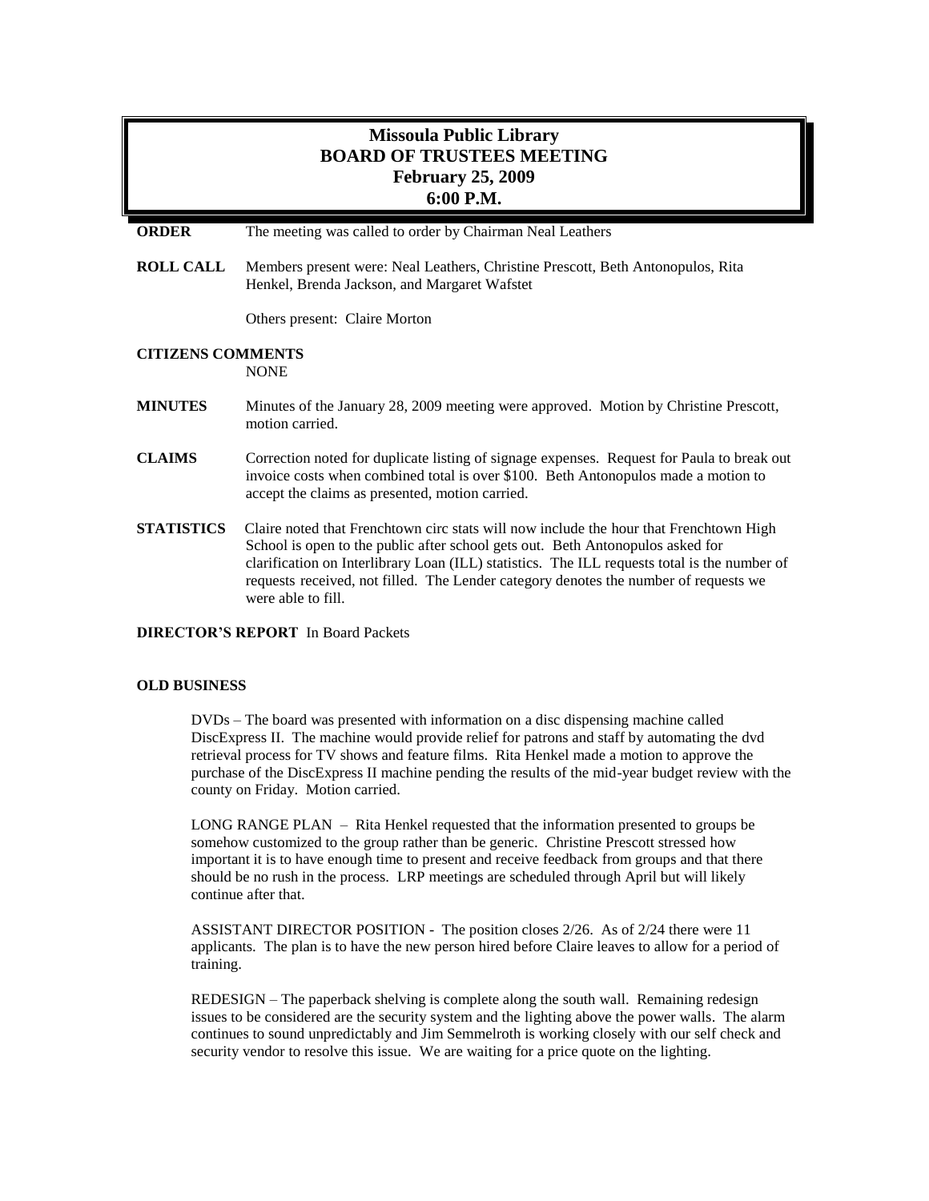# Missoula Public Library
## BOARD OF TRUSTEES MEETING
### February 25, 2009
### 6:00 P.M.

**ORDER** The meeting was called to order by Chairman Neal Leathers

**ROLL CALL** Members present were: Neal Leathers, Christine Prescott, Beth Antonopulos, Rita Henkel, Brenda Jackson, and Margaret Wafstet

Others present: Claire Morton

**CITIZENS COMMENTS**
NONE

**MINUTES** Minutes of the January 28, 2009 meeting were approved. Motion by Christine Prescott, motion carried.

**CLAIMS** Correction noted for duplicate listing of signage expenses. Request for Paula to break out invoice costs when combined total is over $100. Beth Antonopulos made a motion to accept the claims as presented, motion carried.

**STATISTICS** Claire noted that Frenchtown circ stats will now include the hour that Frenchtown High School is open to the public after school gets out. Beth Antonopulos asked for clarification on Interlibrary Loan (ILL) statistics. The ILL requests total is the number of requests received, not filled. The Lender category denotes the number of requests we were able to fill.

**DIRECTOR'S REPORT** In Board Packets

**OLD BUSINESS**

DVDs – The board was presented with information on a disc dispensing machine called DiscExpress II. The machine would provide relief for patrons and staff by automating the dvd retrieval process for TV shows and feature films. Rita Henkel made a motion to approve the purchase of the DiscExpress II machine pending the results of the mid-year budget review with the county on Friday. Motion carried.

LONG RANGE PLAN – Rita Henkel requested that the information presented to groups be somehow customized to the group rather than be generic. Christine Prescott stressed how important it is to have enough time to present and receive feedback from groups and that there should be no rush in the process. LRP meetings are scheduled through April but will likely continue after that.

ASSISTANT DIRECTOR POSITION - The position closes 2/26. As of 2/24 there were 11 applicants. The plan is to have the new person hired before Claire leaves to allow for a period of training.

REDESIGN – The paperback shelving is complete along the south wall. Remaining redesign issues to be considered are the security system and the lighting above the power walls. The alarm continues to sound unpredictably and Jim Semmelroth is working closely with our self check and security vendor to resolve this issue. We are waiting for a price quote on the lighting.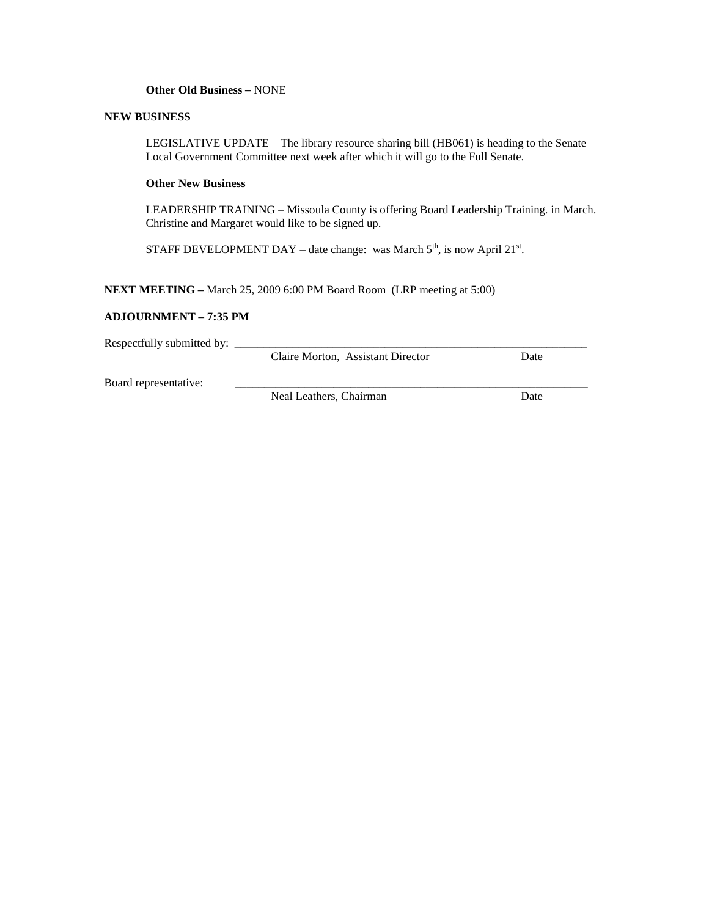**Other Old Business –** NONE

**NEW BUSINESS**

LEGISLATIVE UPDATE – The library resource sharing bill (HB061) is heading to the Senate Local Government Committee next week after which it will go to the Full Senate.

**Other New Business**

LEADERSHIP TRAINING – Missoula County is offering Board Leadership Training. in March. Christine and Margaret would like to be signed up.

STAFF DEVELOPMENT DAY – date change: was March 5th, is now April 21st.

**NEXT MEETING –** March 25, 2009 6:00 PM Board Room (LRP meeting at 5:00)

**ADJOURNMENT – 7:35 PM**

Respectfully submitted by: ______________________________________________
Claire Morton, Assistant Director Date

Board representative: ______________________________________________
Neal Leathers, Chairman Date